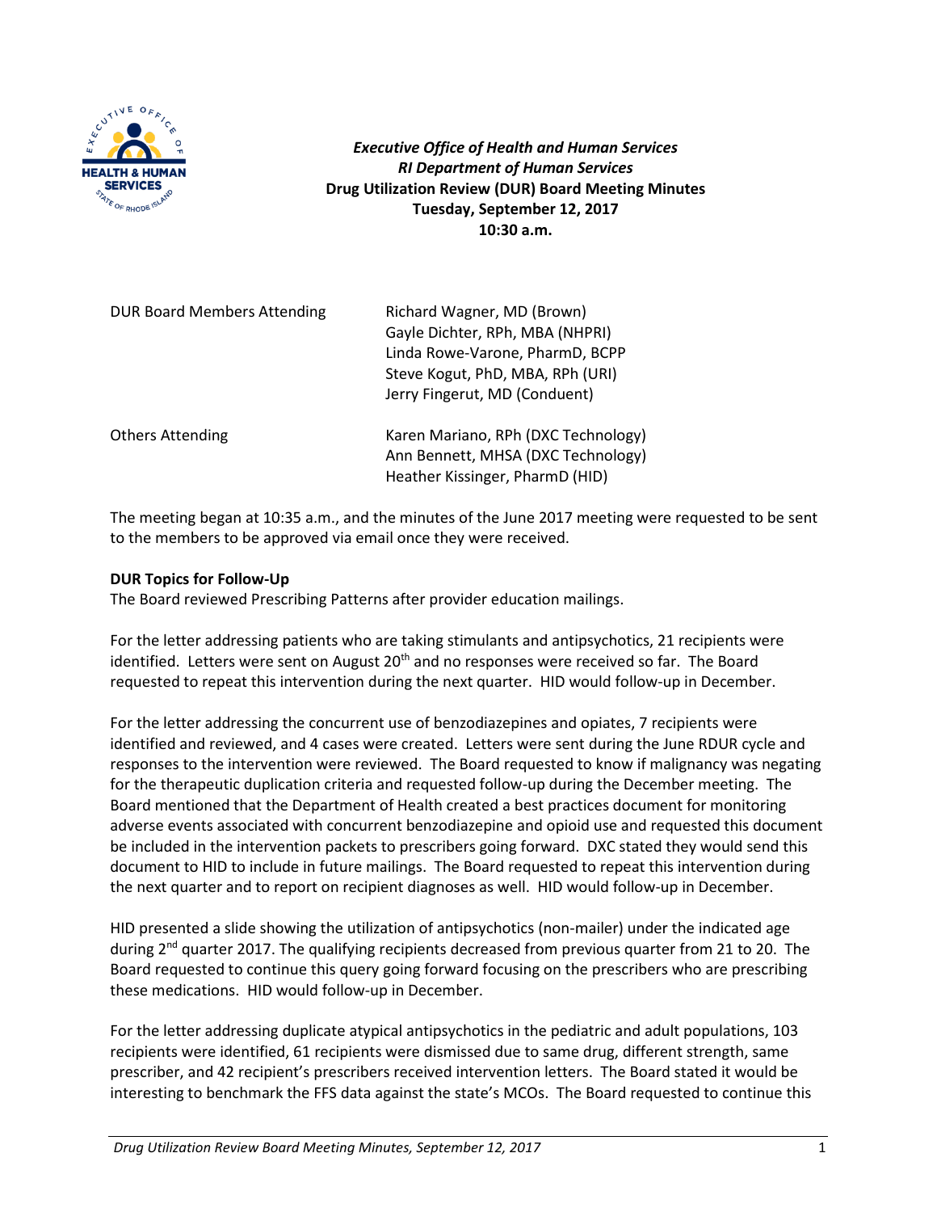*Executive Office of Health and Human Services*
*RI Department of Human Services*
**Drug Utilization Review (DUR) Board Meeting Minutes**
**Tuesday, September 12, 2017**
**10:30 a.m.**

| | |
|---|---|
| DUR Board Members Attending | Richard Wagner, MD (Brown)<br>Gayle Dichter, RPh, MBA (NHPRI)<br>Linda Rowe-Varone, PharmD, BCPP<br>Steve Kogut, PhD, MBA, RPh (URI)<br>Jerry Fingerut, MD (Conduent) |
| Others Attending | Karen Mariano, RPh (DXC Technology)<br>Ann Bennett, MHSA (DXC Technology)<br>Heather Kissinger, PharmD (HID) |

The meeting began at 10:35 a.m., and the minutes of the June 2017 meeting were requested to be sent to the members to be approved via email once they were received.

**DUR Topics for Follow-Up**

The Board reviewed Prescribing Patterns after provider education mailings.

For the letter addressing patients who are taking stimulants and antipsychotics, 21 recipients were identified. Letters were sent on August 20th and no responses were received so far. The Board requested to repeat this intervention during the next quarter. HID would follow-up in December.

For the letter addressing the concurrent use of benzodiazepines and opiates, 7 recipients were identified and reviewed, and 4 cases were created. Letters were sent during the June RDUR cycle and responses to the intervention were reviewed. The Board requested to know if malignancy was negating for the therapeutic duplication criteria and requested follow-up during the December meeting. The Board mentioned that the Department of Health created a best practices document for monitoring adverse events associated with concurrent benzodiazepine and opioid use and requested this document be included in the intervention packets to prescribers going forward. DXC stated they would send this document to HID to include in future mailings. The Board requested to repeat this intervention during the next quarter and to report on recipient diagnoses as well. HID would follow-up in December.

HID presented a slide showing the utilization of antipsychotics (non-mailer) under the indicated age during 2nd quarter 2017. The qualifying recipients decreased from previous quarter from 21 to 20. The Board requested to continue this query going forward focusing on the prescribers who are prescribing these medications. HID would follow-up in December.

For the letter addressing duplicate atypical antipsychotics in the pediatric and adult populations, 103 recipients were identified, 61 recipients were dismissed due to same drug, different strength, same prescriber, and 42 recipient's prescribers received intervention letters. The Board stated it would be interesting to benchmark the FFS data against the state's MCOs. The Board requested to continue this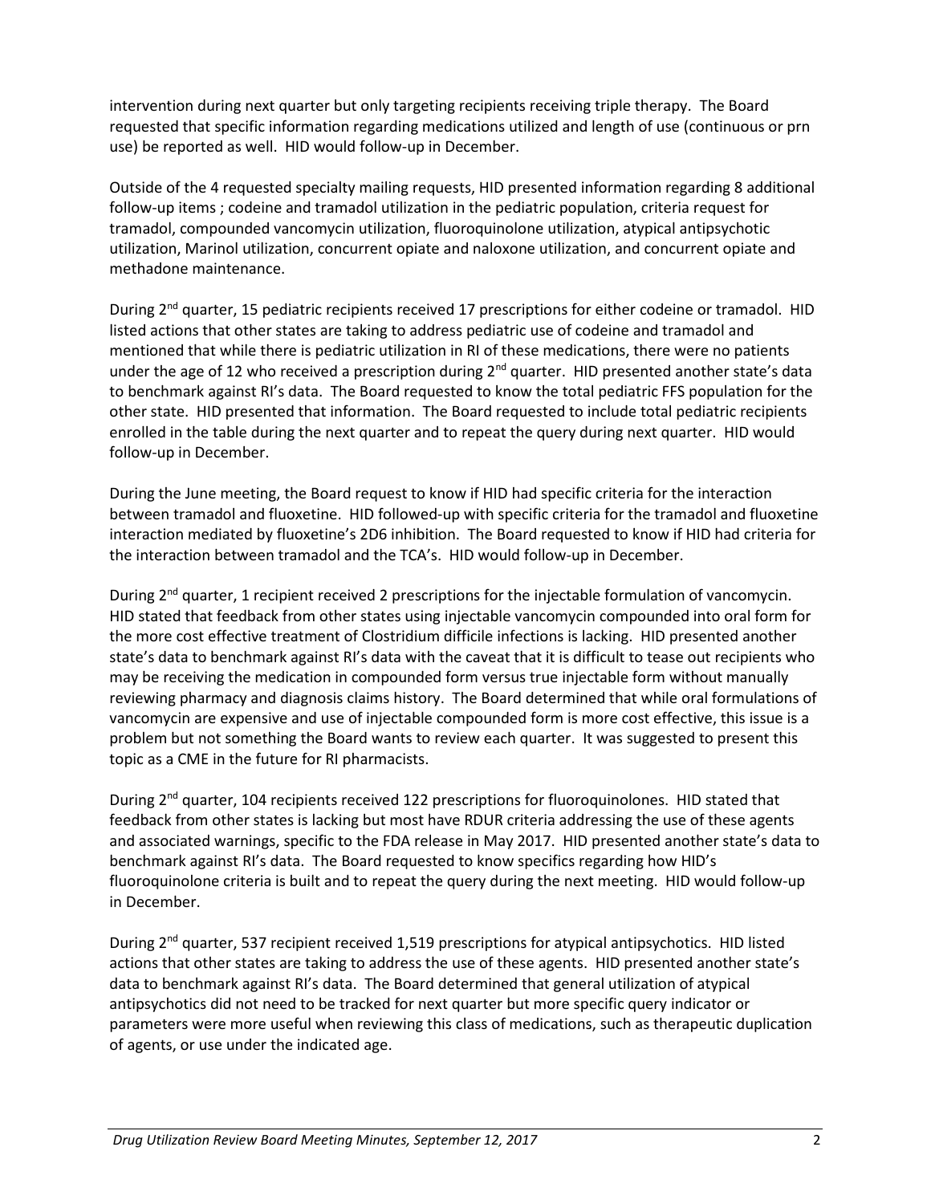intervention during next quarter but only targeting recipients receiving triple therapy. The Board requested that specific information regarding medications utilized and length of use (continuous or prn use) be reported as well. HID would follow-up in December.

Outside of the 4 requested specialty mailing requests, HID presented information regarding 8 additional follow-up items ; codeine and tramadol utilization in the pediatric population, criteria request for tramadol, compounded vancomycin utilization, fluoroquinolone utilization, atypical antipsychotic utilization, Marinol utilization, concurrent opiate and naloxone utilization, and concurrent opiate and methadone maintenance.

During 2nd quarter, 15 pediatric recipients received 17 prescriptions for either codeine or tramadol. HID listed actions that other states are taking to address pediatric use of codeine and tramadol and mentioned that while there is pediatric utilization in RI of these medications, there were no patients under the age of 12 who received a prescription during 2nd quarter. HID presented another state's data to benchmark against RI's data. The Board requested to know the total pediatric FFS population for the other state. HID presented that information. The Board requested to include total pediatric recipients enrolled in the table during the next quarter and to repeat the query during next quarter. HID would follow-up in December.

During the June meeting, the Board request to know if HID had specific criteria for the interaction between tramadol and fluoxetine. HID followed-up with specific criteria for the tramadol and fluoxetine interaction mediated by fluoxetine's 2D6 inhibition. The Board requested to know if HID had criteria for the interaction between tramadol and the TCA's. HID would follow-up in December.

During 2nd quarter, 1 recipient received 2 prescriptions for the injectable formulation of vancomycin. HID stated that feedback from other states using injectable vancomycin compounded into oral form for the more cost effective treatment of Clostridium difficile infections is lacking. HID presented another state's data to benchmark against RI's data with the caveat that it is difficult to tease out recipients who may be receiving the medication in compounded form versus true injectable form without manually reviewing pharmacy and diagnosis claims history. The Board determined that while oral formulations of vancomycin are expensive and use of injectable compounded form is more cost effective, this issue is a problem but not something the Board wants to review each quarter. It was suggested to present this topic as a CME in the future for RI pharmacists.

During 2nd quarter, 104 recipients received 122 prescriptions for fluoroquinolones. HID stated that feedback from other states is lacking but most have RDUR criteria addressing the use of these agents and associated warnings, specific to the FDA release in May 2017. HID presented another state's data to benchmark against RI's data. The Board requested to know specifics regarding how HID's fluoroquinolone criteria is built and to repeat the query during the next meeting. HID would follow-up in December.

During 2nd quarter, 537 recipient received 1,519 prescriptions for atypical antipsychotics. HID listed actions that other states are taking to address the use of these agents. HID presented another state's data to benchmark against RI's data. The Board determined that general utilization of atypical antipsychotics did not need to be tracked for next quarter but more specific query indicator or parameters were more useful when reviewing this class of medications, such as therapeutic duplication of agents, or use under the indicated age.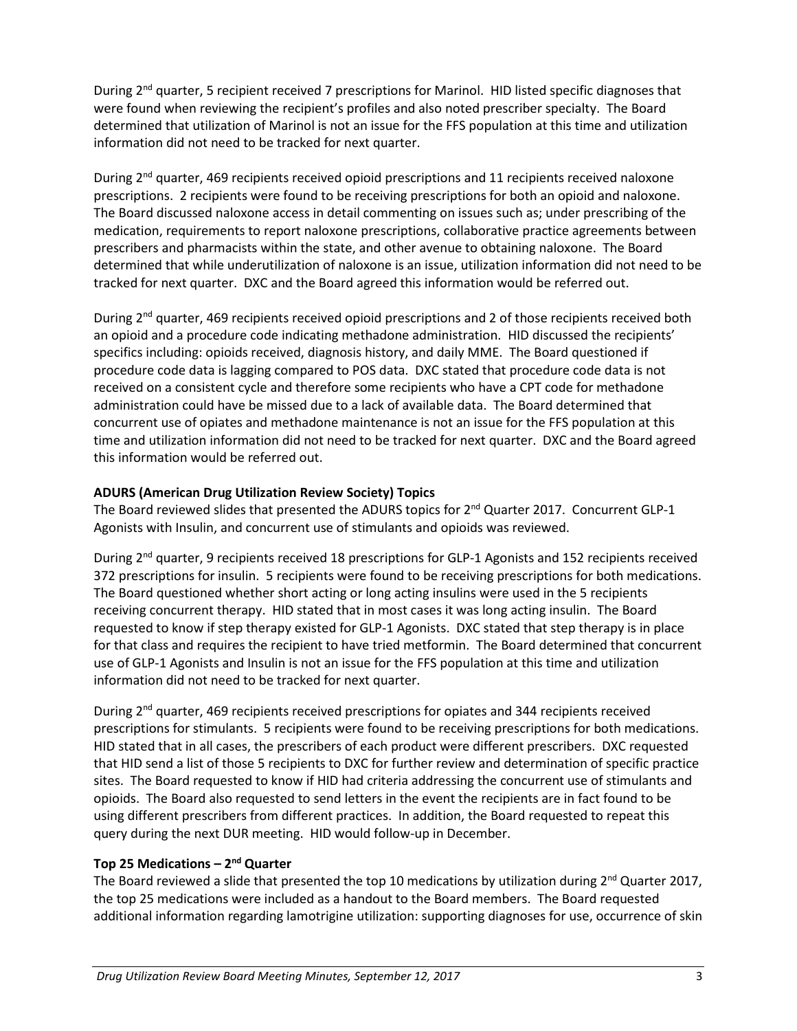During 2nd quarter, 5 recipient received 7 prescriptions for Marinol. HID listed specific diagnoses that were found when reviewing the recipient's profiles and also noted prescriber specialty. The Board determined that utilization of Marinol is not an issue for the FFS population at this time and utilization information did not need to be tracked for next quarter.

During 2nd quarter, 469 recipients received opioid prescriptions and 11 recipients received naloxone prescriptions. 2 recipients were found to be receiving prescriptions for both an opioid and naloxone. The Board discussed naloxone access in detail commenting on issues such as; under prescribing of the medication, requirements to report naloxone prescriptions, collaborative practice agreements between prescribers and pharmacists within the state, and other avenue to obtaining naloxone. The Board determined that while underutilization of naloxone is an issue, utilization information did not need to be tracked for next quarter. DXC and the Board agreed this information would be referred out.

During 2nd quarter, 469 recipients received opioid prescriptions and 2 of those recipients received both an opioid and a procedure code indicating methadone administration. HID discussed the recipients' specifics including: opioids received, diagnosis history, and daily MME. The Board questioned if procedure code data is lagging compared to POS data. DXC stated that procedure code data is not received on a consistent cycle and therefore some recipients who have a CPT code for methadone administration could have be missed due to a lack of available data. The Board determined that concurrent use of opiates and methadone maintenance is not an issue for the FFS population at this time and utilization information did not need to be tracked for next quarter. DXC and the Board agreed this information would be referred out.

**ADURS (American Drug Utilization Review Society) Topics**
The Board reviewed slides that presented the ADURS topics for 2nd Quarter 2017. Concurrent GLP-1 Agonists with Insulin, and concurrent use of stimulants and opioids was reviewed.

During 2nd quarter, 9 recipients received 18 prescriptions for GLP-1 Agonists and 152 recipients received 372 prescriptions for insulin. 5 recipients were found to be receiving prescriptions for both medications. The Board questioned whether short acting or long acting insulins were used in the 5 recipients receiving concurrent therapy. HID stated that in most cases it was long acting insulin. The Board requested to know if step therapy existed for GLP-1 Agonists. DXC stated that step therapy is in place for that class and requires the recipient to have tried metformin. The Board determined that concurrent use of GLP-1 Agonists and Insulin is not an issue for the FFS population at this time and utilization information did not need to be tracked for next quarter.

During 2nd quarter, 469 recipients received prescriptions for opiates and 344 recipients received prescriptions for stimulants. 5 recipients were found to be receiving prescriptions for both medications. HID stated that in all cases, the prescribers of each product were different prescribers. DXC requested that HID send a list of those 5 recipients to DXC for further review and determination of specific practice sites. The Board requested to know if HID had criteria addressing the concurrent use of stimulants and opioids. The Board also requested to send letters in the event the recipients are in fact found to be using different prescribers from different practices. In addition, the Board requested to repeat this query during the next DUR meeting. HID would follow-up in December.

**Top 25 Medications – 2nd Quarter**
The Board reviewed a slide that presented the top 10 medications by utilization during 2nd Quarter 2017, the top 25 medications were included as a handout to the Board members. The Board requested additional information regarding lamotrigine utilization: supporting diagnoses for use, occurrence of skin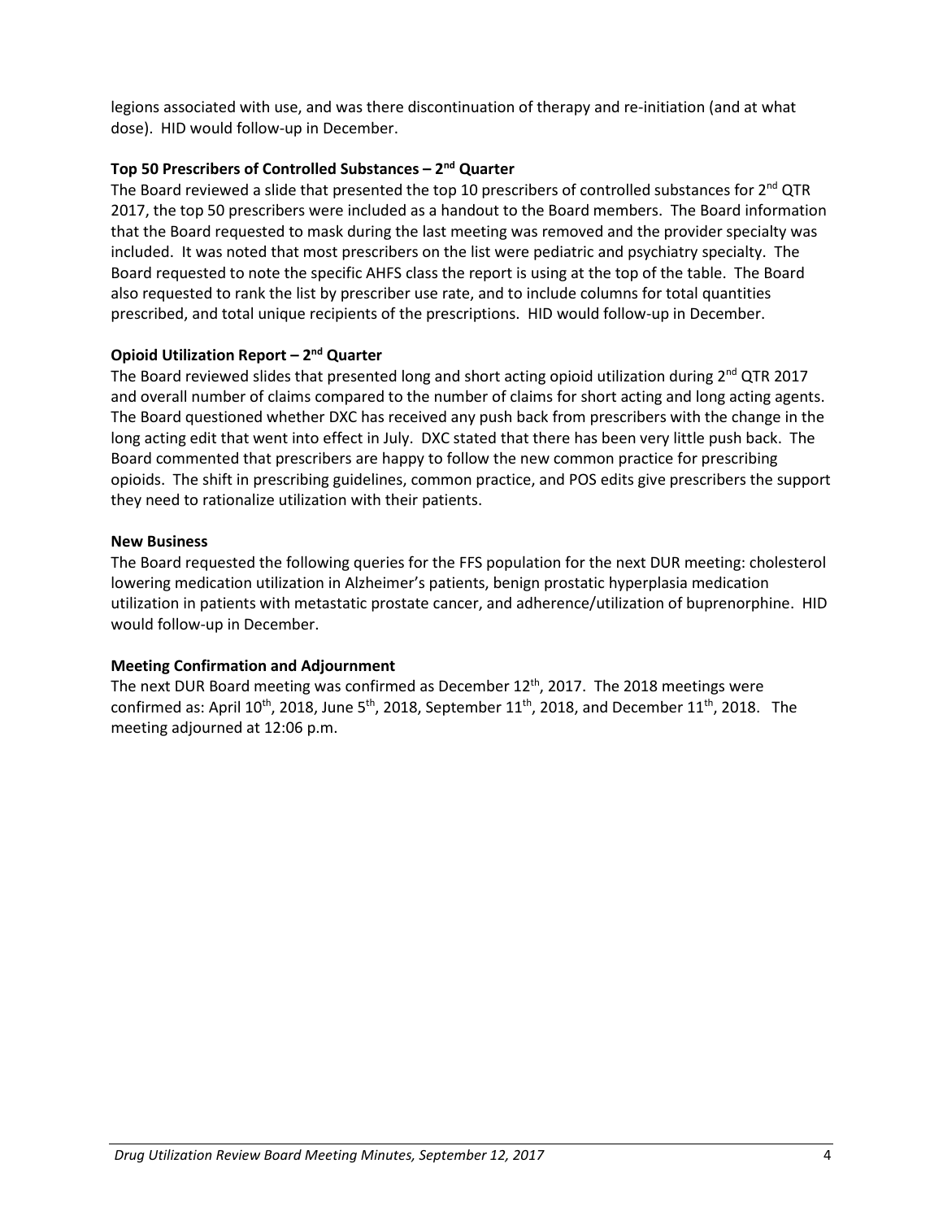legions associated with use, and was there discontinuation of therapy and re-initiation (and at what dose). HID would follow-up in December.

**Top 50 Prescribers of Controlled Substances – 2nd Quarter**

The Board reviewed a slide that presented the top 10 prescribers of controlled substances for 2nd QTR 2017, the top 50 prescribers were included as a handout to the Board members. The Board information that the Board requested to mask during the last meeting was removed and the provider specialty was included. It was noted that most prescribers on the list were pediatric and psychiatry specialty. The Board requested to note the specific AHFS class the report is using at the top of the table. The Board also requested to rank the list by prescriber use rate, and to include columns for total quantities prescribed, and total unique recipients of the prescriptions. HID would follow-up in December.

**Opioid Utilization Report – 2nd Quarter**

The Board reviewed slides that presented long and short acting opioid utilization during 2nd QTR 2017 and overall number of claims compared to the number of claims for short acting and long acting agents. The Board questioned whether DXC has received any push back from prescribers with the change in the long acting edit that went into effect in July. DXC stated that there has been very little push back. The Board commented that prescribers are happy to follow the new common practice for prescribing opioids. The shift in prescribing guidelines, common practice, and POS edits give prescribers the support they need to rationalize utilization with their patients.

**New Business**

The Board requested the following queries for the FFS population for the next DUR meeting: cholesterol lowering medication utilization in Alzheimer's patients, benign prostatic hyperplasia medication utilization in patients with metastatic prostate cancer, and adherence/utilization of buprenorphine. HID would follow-up in December.

**Meeting Confirmation and Adjournment**

The next DUR Board meeting was confirmed as December 12th, 2017. The 2018 meetings were confirmed as: April 10th, 2018, June 5th, 2018, September 11th, 2018, and December 11th, 2018. The meeting adjourned at 12:06 p.m.